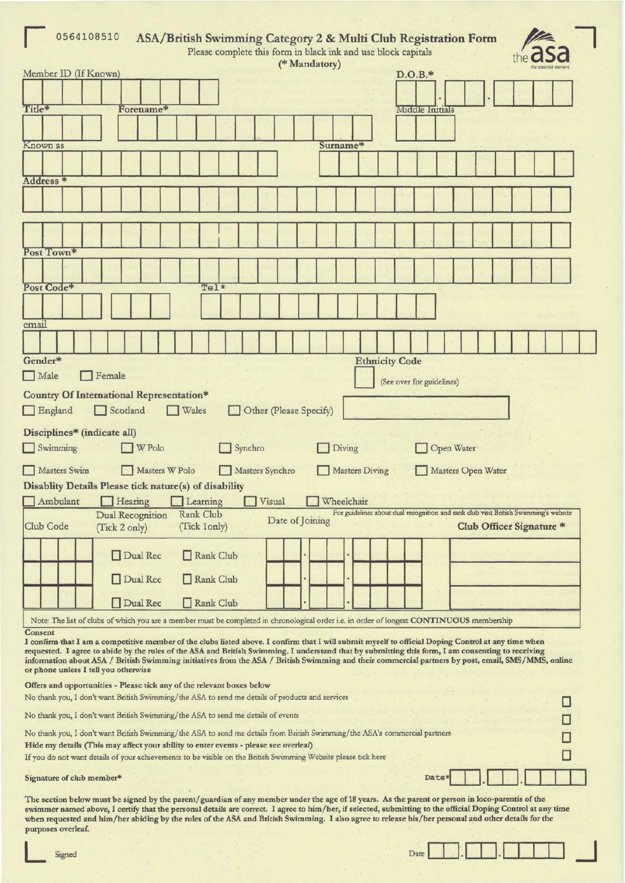0564108510

# ASA/British Swimming Category 2 & Multi Club Registration Form

Please complete this form in black ink and use block capitals

(* Mandatory)

the asa — the essential element

Member ID (If Known)

D.O.B.* __ . __ . ____

Title*

Forename*

Middle Initials

Known as

Surname*

Address *

Post Town*

Post Code*

Tel*

email

**Gender***

☐ Male ☐ Female

**Ethnicity Code** ☐ (See over for guidelines)

**Country Of International Representation***

☐ England ☐ Scotland ☐ Wales ☐ Other (Please Specify)

**Disciplines* (indicate all)**

☐ Swimming ☐ W Polo ☐ Synchro ☐ Diving ☐ Open Water

☐ Masters Swim ☐ Masters W Polo ☐ Masters Synchro ☐ Masters Diving ☐ Masters Open Water

**Disablity Details Please tick nature(s) of disability**

☐ Ambulant ☐ Hearing ☐ Learning ☐ Visual ☐ Wheelchair

For guidelines about dual recognition and rank club visit British Swimming's website

| Club Code | Dual Recognition (Tick 2 only) | Rank Club (Tick 1only) | Date of Joining | Club Officer Signature * |
|---|---|---|---|---|
| | ☐ Dual Rec | ☐ Rank Club | __ . __ . ____ | |
| | ☐ Dual Rec | ☐ Rank Club | __ . __ . ____ | |
| | ☐ Dual Rec | ☐ Rank Club | __ . __ . ____ | |

Note: The list of clubs of which you are a member must be completed in chronological order i.e. in order of longest CONTINUOUS membership

**Consent**

I confirm that I am a competitive member of the clubs listed above. I confirm that I will submit myself to official Doping Control at any time when requested. I agree to abide by the rules of the ASA and British Swimming. I understand that by submitting this form, I am consenting to receiving information about ASA / British Swimming initiatives from the ASA / British Swimming and their commercial partners by post, email, SMS/MMS, online or phone unless I tell you otherwise

**Offers and opportunities - Please tick any of the relevant boxes below**

No thank you, I don't want British Swimming/the ASA to send me details of products and services ☐

No thank you, I don't want British Swimming/the ASA to send me details of events ☐

No thank you, I don't want British Swimming/the ASA to send me details from British Swimming/the ASA's commercial partners ☐

Hide my details (This may affect your ability to enter events - please see overleaf)

If you do not want details of your achievements to be visible on the British Swimming Website please tick here ☐

**Signature of club member***

Date* __ . __ . ____

The section below must be signed by the parent/guardian of any member under the age of 18 years. As the parent or person in loco-parentis of the swimmer named above, I certify that the personal details are correct. I agree to him/her, if selected, submitting to the official Doping Control at any time when requested and him/her abiding by the rules of the ASA and British Swimming. I also agree to release his/her personal and other details for the purposes overleaf.

Signed

Date __ . __ . ____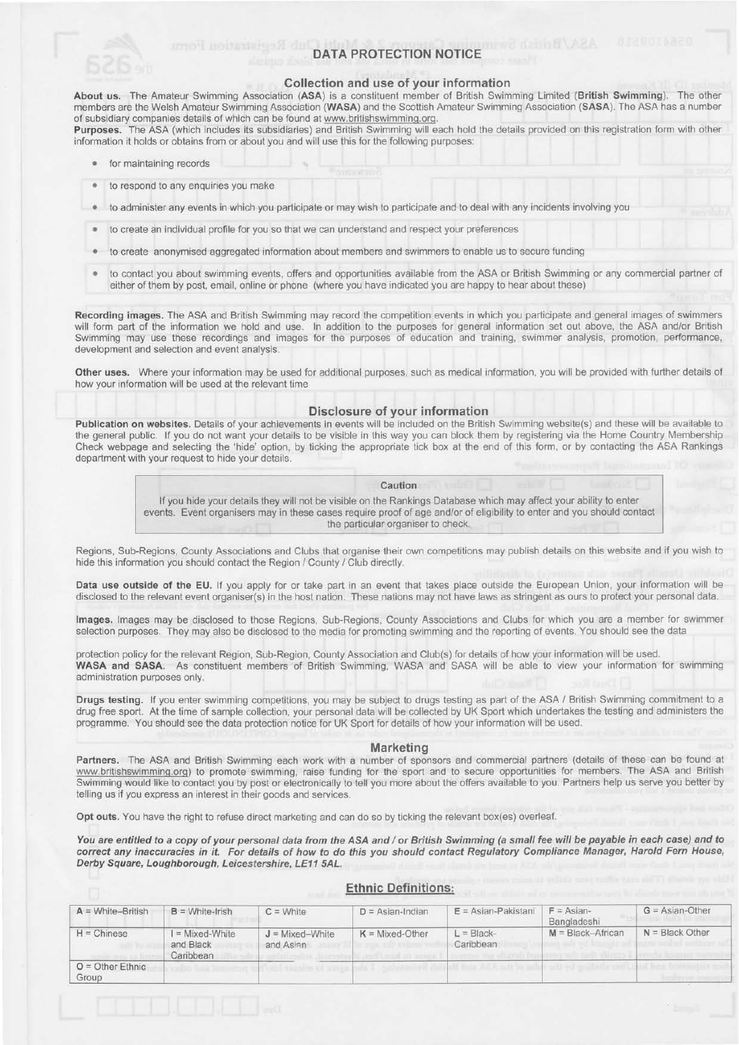# DATA PROTECTION NOTICE

## Collection and use of your information

**About us.** The Amateur Swimming Association (**ASA**) is a constituent member of British Swimming Limited (**British Swimming**). The other members are the Welsh Amateur Swimming Association (**WASA**) and the Scottish Amateur Swimming Association (**SASA**). The ASA has a number of subsidiary companies details of which can be found at www.britishswimming.org.

**Purposes.** The ASA (which includes its subsidiaries) and British Swimming will each hold the details provided on this registration form with other information it holds or obtains from or about you and will use this for the following purposes:

- for maintaining records
- to respond to any enquiries you make
- to administer any events in which you participate or may wish to participate and to deal with any incidents involving you
- to create an individual profile for you so that we can understand and respect your preferences
- to create anonymised aggregated information about members and swimmers to enable us to secure funding
- to contact you about swimming events, offers and opportunities available from the ASA or British Swimming or any commercial partner of either of them by post, email, online or phone (where you have indicated you are happy to hear about these)

**Recording images.** The ASA and British Swimming may record the competition events in which you participate and general images of swimmers will form part of the information we hold and use. In addition to the purposes for general information set out above, the ASA and/or British Swimming may use these recordings and images for the purposes of education and training, swimmer analysis, promotion, performance, development and selection and event analysis.

**Other uses.** Where your information may be used for additional purposes, such as medical information, you will be provided with further details of how your information will be used at the relevant time

## Disclosure of your information

**Publication on websites.** Details of your achievements in events will be included on the British Swimming website(s) and these will be available to the general public. If you do not want your details to be visible in this way you can block them by registering via the Home Country Membership Check webpage and selecting the 'hide' option, by ticking the appropriate tick box at the end of this form, or by contacting the ASA Rankings department with your request to hide your details.

> **Caution**
>
> If you hide your details they will not be visible on the Rankings Database which may affect your ability to enter events. Event organisers may in these cases require proof of age and/or of eligibility to enter and you should contact the particular organiser to check.

Regions, Sub-Regions, County Associations and Clubs that organise their own competitions may publish details on this website and if you wish to hide this information you should contact the Region / County / Club directly.

**Data use outside of the EU.** If you apply for or take part in an event that takes place outside the European Union, your information will be disclosed to the relevant event organiser(s) in the host nation. These nations may not have laws as stringent as ours to protect your personal data.

**Images.** Images may be disclosed to those Regions, Sub-Regions, County Associations and Clubs for which you are a member for swimmer selection purposes. They may also be disclosed to the media for promoting swimming and the reporting of events. You should see the data

protection policy for the relevant Region, Sub-Region, County Association and Club(s) for details of how your information will be used.

**WASA and SASA.** As constituent members of British Swimming, WASA and SASA will be able to view your information for swimming administration purposes only.

**Drugs testing.** If you enter swimming competitions, you may be subject to drugs testing as part of the ASA / British Swimming commitment to a drug free sport. At the time of sample collection, your personal data will be collected by UK Sport which undertakes the testing and administers the programme. You should see the data protection notice for UK Sport for details of how your information will be used.

## Marketing

**Partners.** The ASA and British Swimming each work with a number of sponsors and commercial partners (details of these can be found at www.britishswimming.org) to promote swimming, raise funding for the sport and to secure opportunities for members. The ASA and British Swimming would like to contact you by post or electronically to tell you more about the offers available to you. Partners help us serve you better by telling us if you express an interest in their goods and services.

**Opt outs.** You have the right to refuse direct marketing and can do so by ticking the relevant box(es) overleaf.

***You are entitled to a copy of your personal data from the ASA and / or British Swimming (a small fee will be payable in each case) and to correct any inaccuracies in it. For details of how to do this you should contact Regulatory Compliance Manager, Harold Fern House, Derby Square, Loughborough, Leicestershire, LE11 5AL.***

## Ethnic Definitions:

| | | | | | | |
|---|---|---|---|---|---|---|
| A = White–British | B = White-Irish | C = White | D = Asian-Indian | E = Asian-Pakistani | F = Asian-Bangladeshi | G = Asian-Other |
| H = Chinese | I = Mixed-White and Black Caribbean | J = Mixed–White and Asian | K = Mixed-Other | L = Black-Caribbean | M = Black–African | N = Black Other |
| O = Other Ethnic Group | | | | | | |